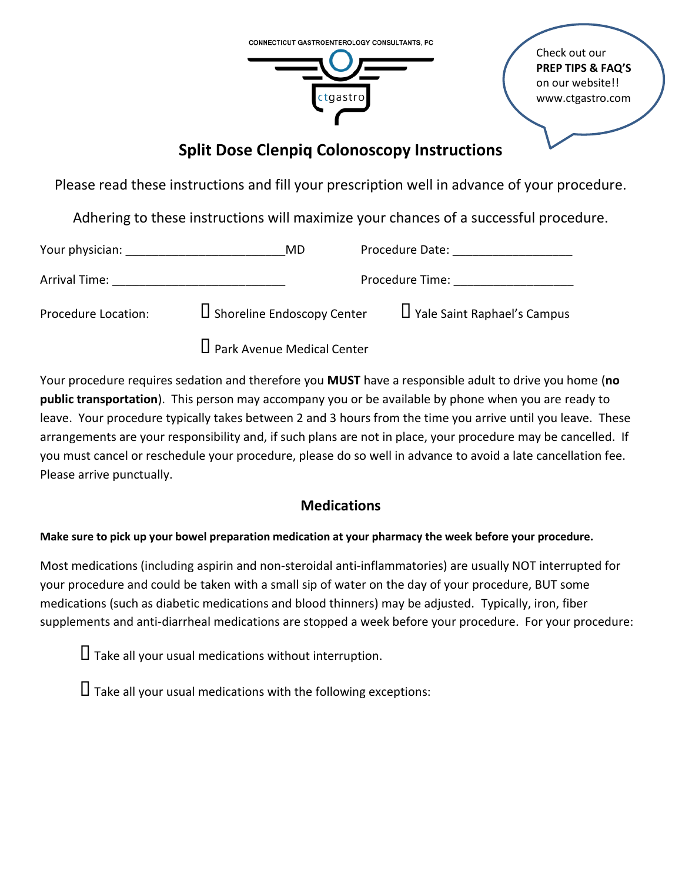CONNECTICUT GASTROENTEROLOGY CONSULTANTS, PC

ctgastro

Check out our **PREP TIPS & FAQ'S** on our website!! www.ctgastro.com

# Split Dose Clenpiq Colonoscopy Instructions

Please read these instructions and fill your prescription well in advance of your procedure.

Adhering to these instructions will maximize your chances of a successful procedure.

Your physician: _______________________MD Procedure Date: _________________

Arrival Time: _________________________ Procedure Time: _________________

Procedure Location: ☐ Shoreline Endoscopy Center ☐ Yale Saint Raphael's Campus

☐ Park Avenue Medical Center

Your procedure requires sedation and therefore you **MUST** have a responsible adult to drive you home (**no public transportation**). This person may accompany you or be available by phone when you are ready to leave. Your procedure typically takes between 2 and 3 hours from the time you arrive until you leave. These arrangements are your responsibility and, if such plans are not in place, your procedure may be cancelled. If you must cancel or reschedule your procedure, please do so well in advance to avoid a late cancellation fee. Please arrive punctually.

## Medications

**Make sure to pick up your bowel preparation medication at your pharmacy the week before your procedure.**

Most medications (including aspirin and non-steroidal anti-inflammatories) are usually NOT interrupted for your procedure and could be taken with a small sip of water on the day of your procedure, BUT some medications (such as diabetic medications and blood thinners) may be adjusted. Typically, iron, fiber supplements and anti-diarrheal medications are stopped a week before your procedure. For your procedure:

☐ Take all your usual medications without interruption.

☐ Take all your usual medications with the following exceptions: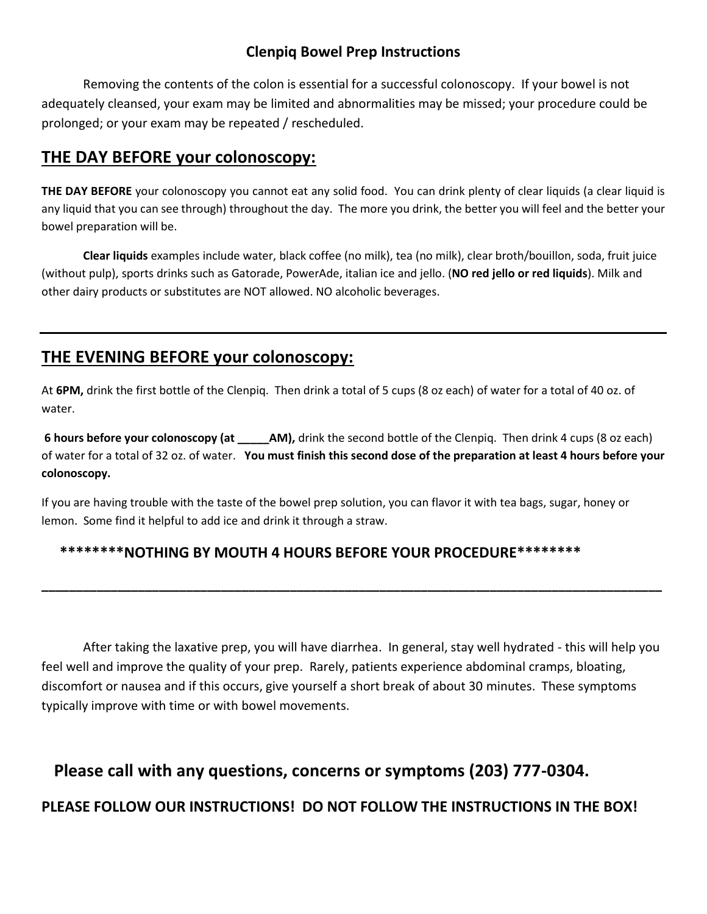# Clenpiq Bowel Prep Instructions

Removing the contents of the colon is essential for a successful colonoscopy. If your bowel is not adequately cleansed, your exam may be limited and abnormalities may be missed; your procedure could be prolonged; or your exam may be repeated / rescheduled.

## THE DAY BEFORE your colonoscopy:

**THE DAY BEFORE** your colonoscopy you cannot eat any solid food. You can drink plenty of clear liquids (a clear liquid is any liquid that you can see through) throughout the day. The more you drink, the better you will feel and the better your bowel preparation will be.

**Clear liquids** examples include water, black coffee (no milk), tea (no milk), clear broth/bouillon, soda, fruit juice (without pulp), sports drinks such as Gatorade, PowerAde, italian ice and jello. (**NO red jello or red liquids**). Milk and other dairy products or substitutes are NOT allowed. NO alcoholic beverages.

---

## THE EVENING BEFORE your colonoscopy:

At **6PM,** drink the first bottle of the Clenpiq. Then drink a total of 5 cups (8 oz each) of water for a total of 40 oz. of water.

**6 hours before your colonoscopy (at _____AM),** drink the second bottle of the Clenpiq. Then drink 4 cups (8 oz each) of water for a total of 32 oz. of water. **You must finish this second dose of the preparation at least 4 hours before your colonoscopy.**

If you are having trouble with the taste of the bowel prep solution, you can flavor it with tea bags, sugar, honey or lemon. Some find it helpful to add ice and drink it through a straw.

**********NOTHING BY MOUTH 4 HOURS BEFORE YOUR PROCEDURE**********

---

After taking the laxative prep, you will have diarrhea. In general, stay well hydrated - this will help you feel well and improve the quality of your prep. Rarely, patients experience abdominal cramps, bloating, discomfort or nausea and if this occurs, give yourself a short break of about 30 minutes. These symptoms typically improve with time or with bowel movements.

## Please call with any questions, concerns or symptoms (203) 777-0304.

**PLEASE FOLLOW OUR INSTRUCTIONS! DO NOT FOLLOW THE INSTRUCTIONS IN THE BOX!**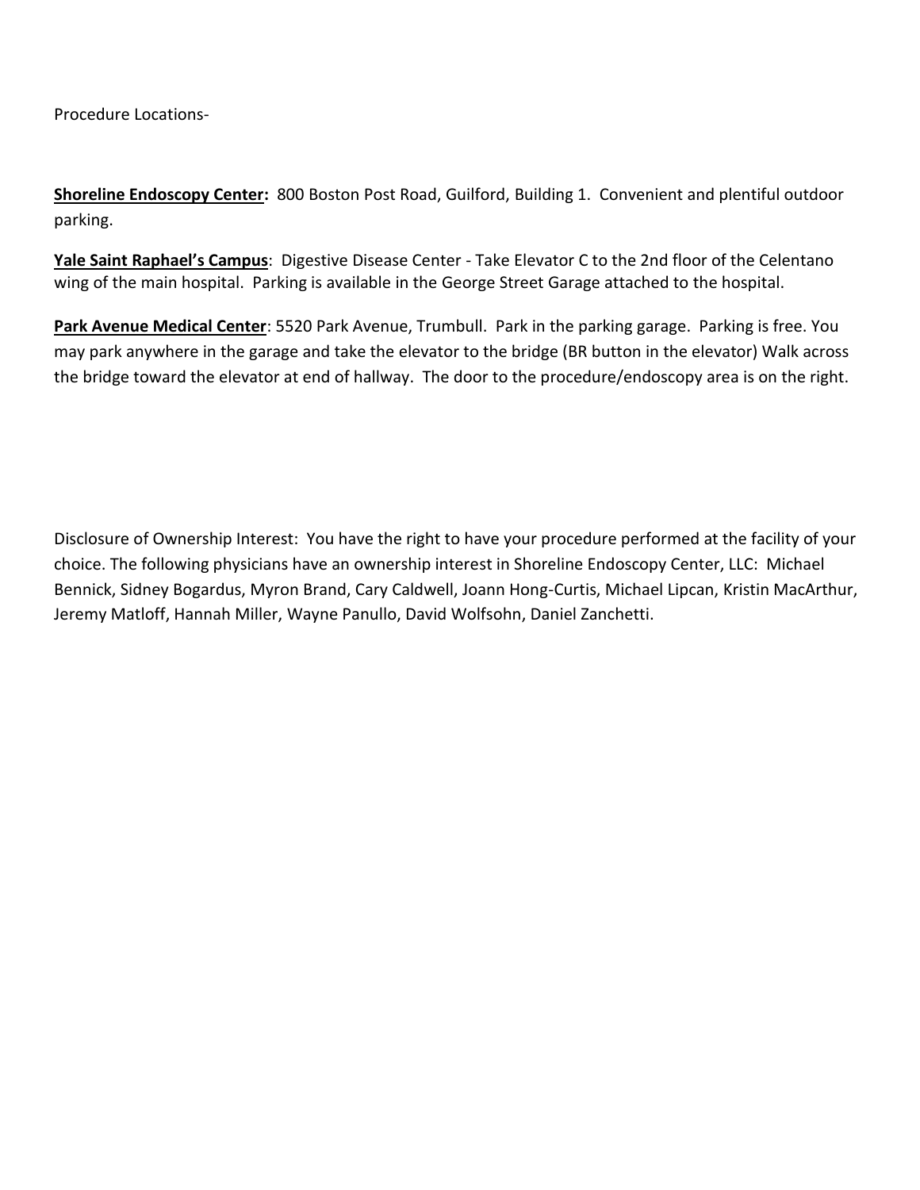Procedure Locations-

**<u>Shoreline Endoscopy Center</u>:** 800 Boston Post Road, Guilford, Building 1. Convenient and plentiful outdoor parking.

**<u>Yale Saint Raphael's Campus</u>**: Digestive Disease Center - Take Elevator C to the 2nd floor of the Celentano wing of the main hospital. Parking is available in the George Street Garage attached to the hospital.

**<u>Park Avenue Medical Center</u>**: 5520 Park Avenue, Trumbull. Park in the parking garage. Parking is free. You may park anywhere in the garage and take the elevator to the bridge (BR button in the elevator) Walk across the bridge toward the elevator at end of hallway. The door to the procedure/endoscopy area is on the right.

Disclosure of Ownership Interest: You have the right to have your procedure performed at the facility of your choice. The following physicians have an ownership interest in Shoreline Endoscopy Center, LLC: Michael Bennick, Sidney Bogardus, Myron Brand, Cary Caldwell, Joann Hong-Curtis, Michael Lipcan, Kristin MacArthur, Jeremy Matloff, Hannah Miller, Wayne Panullo, David Wolfsohn, Daniel Zanchetti.